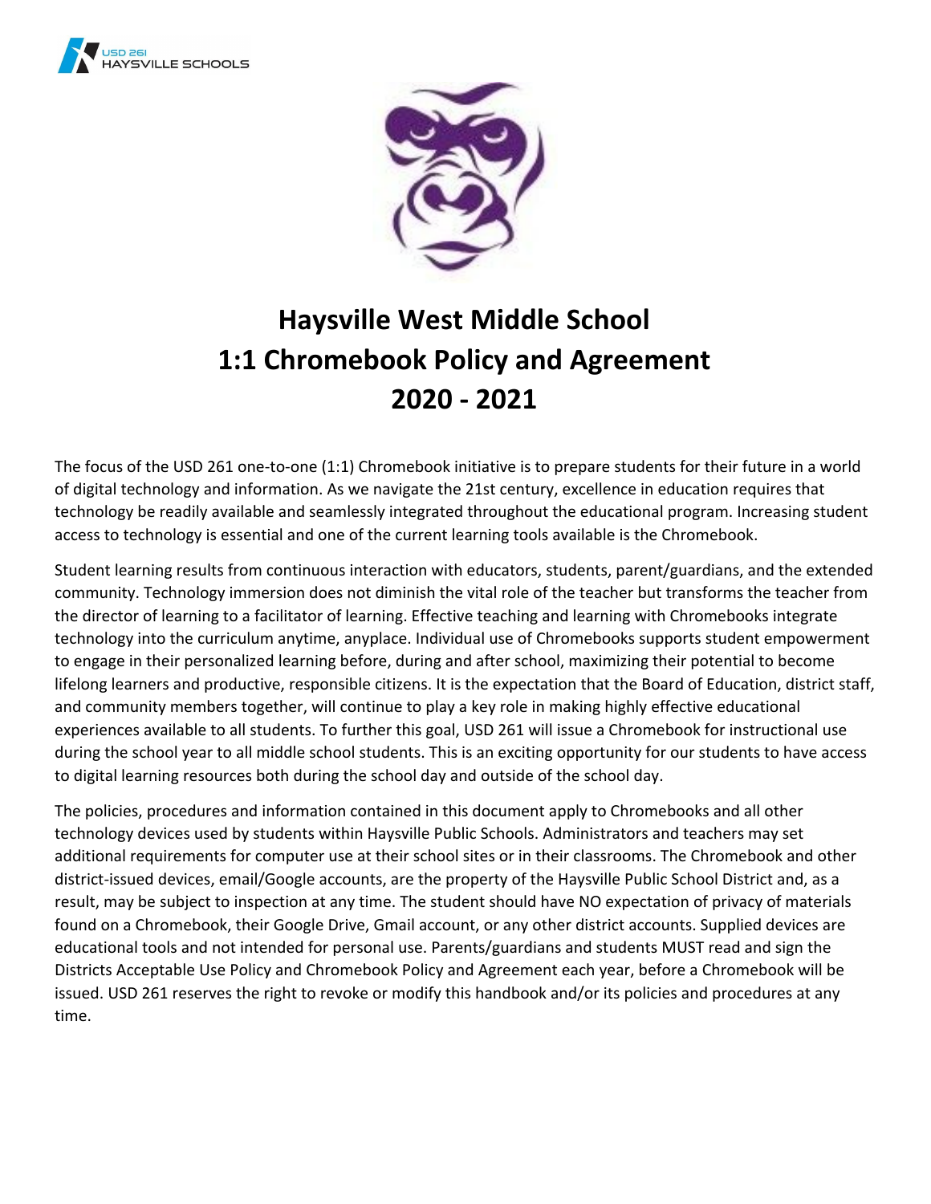USD 261
HAYSVILLE SCHOOLS

# Haysville West Middle School
# 1:1 Chromebook Policy and Agreement
# 2020 - 2021

The focus of the USD 261 one-to-one (1:1) Chromebook initiative is to prepare students for their future in a world of digital technology and information. As we navigate the 21st century, excellence in education requires that technology be readily available and seamlessly integrated throughout the educational program. Increasing student access to technology is essential and one of the current learning tools available is the Chromebook.

Student learning results from continuous interaction with educators, students, parent/guardians, and the extended community. Technology immersion does not diminish the vital role of the teacher but transforms the teacher from the director of learning to a facilitator of learning. Effective teaching and learning with Chromebooks integrate technology into the curriculum anytime, anyplace. Individual use of Chromebooks supports student empowerment to engage in their personalized learning before, during and after school, maximizing their potential to become lifelong learners and productive, responsible citizens. It is the expectation that the Board of Education, district staff, and community members together, will continue to play a key role in making highly effective educational experiences available to all students. To further this goal, USD 261 will issue a Chromebook for instructional use during the school year to all middle school students. This is an exciting opportunity for our students to have access to digital learning resources both during the school day and outside of the school day.

The policies, procedures and information contained in this document apply to Chromebooks and all other technology devices used by students within Haysville Public Schools. Administrators and teachers may set additional requirements for computer use at their school sites or in their classrooms. The Chromebook and other district-issued devices, email/Google accounts, are the property of the Haysville Public School District and, as a result, may be subject to inspection at any time. The student should have NO expectation of privacy of materials found on a Chromebook, their Google Drive, Gmail account, or any other district accounts. Supplied devices are educational tools and not intended for personal use. Parents/guardians and students MUST read and sign the Districts Acceptable Use Policy and Chromebook Policy and Agreement each year, before a Chromebook will be issued. USD 261 reserves the right to revoke or modify this handbook and/or its policies and procedures at any time.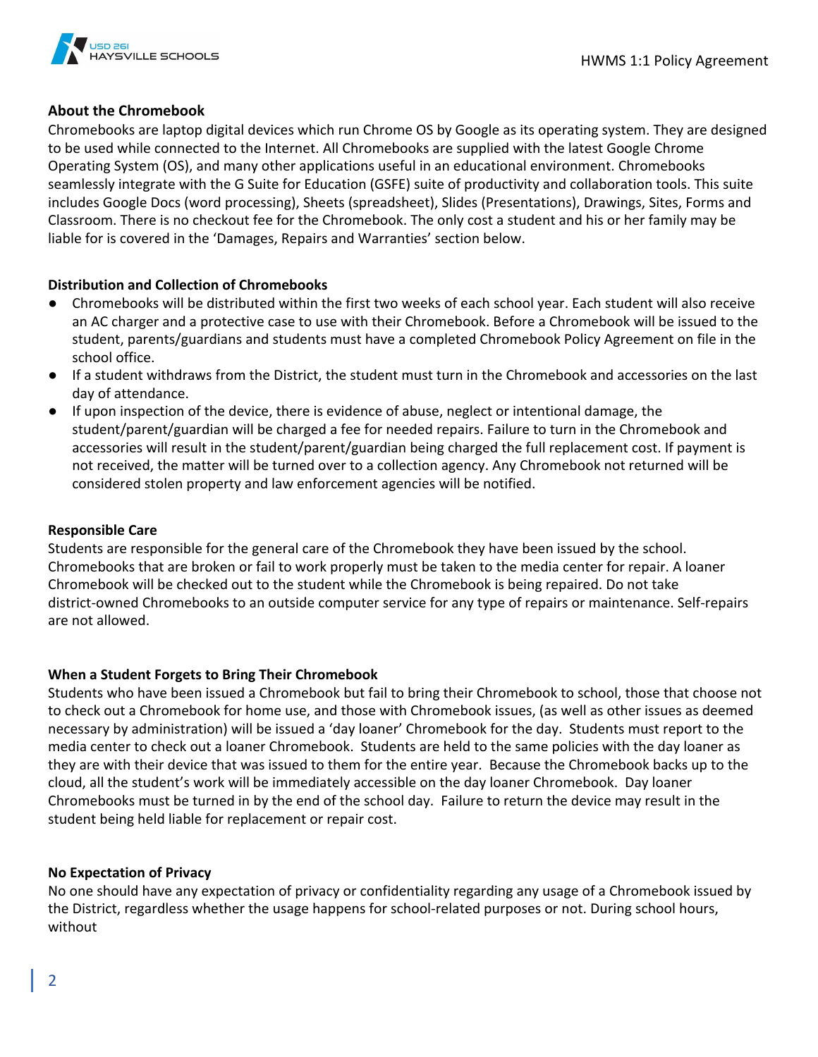## About the Chromebook

Chromebooks are laptop digital devices which run Chrome OS by Google as its operating system. They are designed to be used while connected to the Internet. All Chromebooks are supplied with the latest Google Chrome Operating System (OS), and many other applications useful in an educational environment. Chromebooks seamlessly integrate with the G Suite for Education (GSFE) suite of productivity and collaboration tools. This suite includes Google Docs (word processing), Sheets (spreadsheet), Slides (Presentations), Drawings, Sites, Forms and Classroom. There is no checkout fee for the Chromebook. The only cost a student and his or her family may be liable for is covered in the 'Damages, Repairs and Warranties' section below.

## Distribution and Collection of Chromebooks

- Chromebooks will be distributed within the first two weeks of each school year. Each student will also receive an AC charger and a protective case to use with their Chromebook. Before a Chromebook will be issued to the student, parents/guardians and students must have a completed Chromebook Policy Agreement on file in the school office.
- If a student withdraws from the District, the student must turn in the Chromebook and accessories on the last day of attendance.
- If upon inspection of the device, there is evidence of abuse, neglect or intentional damage, the student/parent/guardian will be charged a fee for needed repairs. Failure to turn in the Chromebook and accessories will result in the student/parent/guardian being charged the full replacement cost. If payment is not received, the matter will be turned over to a collection agency. Any Chromebook not returned will be considered stolen property and law enforcement agencies will be notified.

## Responsible Care

Students are responsible for the general care of the Chromebook they have been issued by the school. Chromebooks that are broken or fail to work properly must be taken to the media center for repair. A loaner Chromebook will be checked out to the student while the Chromebook is being repaired. Do not take district-owned Chromebooks to an outside computer service for any type of repairs or maintenance. Self-repairs are not allowed.

## When a Student Forgets to Bring Their Chromebook

Students who have been issued a Chromebook but fail to bring their Chromebook to school, those that choose not to check out a Chromebook for home use, and those with Chromebook issues, (as well as other issues as deemed necessary by administration) will be issued a 'day loaner' Chromebook for the day. Students must report to the media center to check out a loaner Chromebook. Students are held to the same policies with the day loaner as they are with their device that was issued to them for the entire year. Because the Chromebook backs up to the cloud, all the student's work will be immediately accessible on the day loaner Chromebook. Day loaner Chromebooks must be turned in by the end of the school day. Failure to return the device may result in the student being held liable for replacement or repair cost.

## No Expectation of Privacy

No one should have any expectation of privacy or confidentiality regarding any usage of a Chromebook issued by the District, regardless whether the usage happens for school-related purposes or not. During school hours, without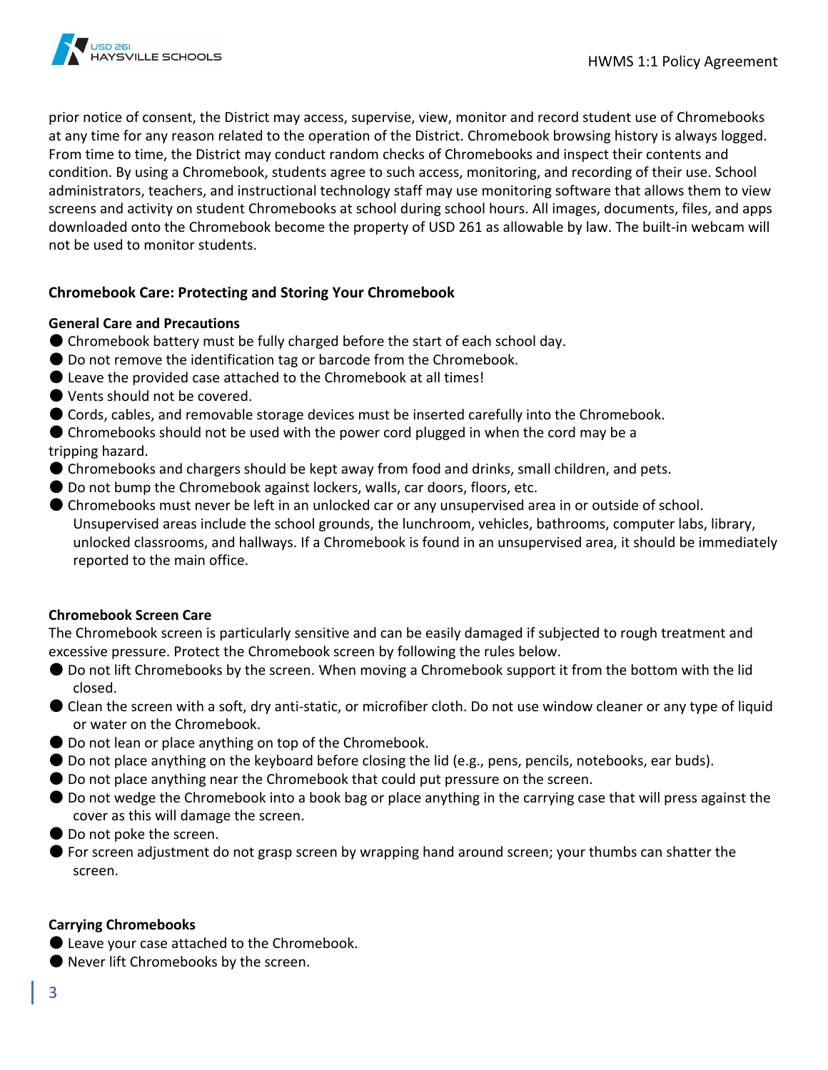prior notice of consent, the District may access, supervise, view, monitor and record student use of Chromebooks at any time for any reason related to the operation of the District. Chromebook browsing history is always logged. From time to time, the District may conduct random checks of Chromebooks and inspect their contents and condition. By using a Chromebook, students agree to such access, monitoring, and recording of their use. School administrators, teachers, and instructional technology staff may use monitoring software that allows them to view screens and activity on student Chromebooks at school during school hours. All images, documents, files, and apps downloaded onto the Chromebook become the property of USD 261 as allowable by law. The built-in webcam will not be used to monitor students.

## Chromebook Care: Protecting and Storing Your Chromebook

### General Care and Precautions

- Chromebook battery must be fully charged before the start of each school day.
- Do not remove the identification tag or barcode from the Chromebook.
- Leave the provided case attached to the Chromebook at all times!
- Vents should not be covered.
- Cords, cables, and removable storage devices must be inserted carefully into the Chromebook.
- Chromebooks should not be used with the power cord plugged in when the cord may be a tripping hazard.
- Chromebooks and chargers should be kept away from food and drinks, small children, and pets.
- Do not bump the Chromebook against lockers, walls, car doors, floors, etc.
- Chromebooks must never be left in an unlocked car or any unsupervised area in or outside of school. Unsupervised areas include the school grounds, the lunchroom, vehicles, bathrooms, computer labs, library, unlocked classrooms, and hallways. If a Chromebook is found in an unsupervised area, it should be immediately reported to the main office.

### Chromebook Screen Care

The Chromebook screen is particularly sensitive and can be easily damaged if subjected to rough treatment and excessive pressure. Protect the Chromebook screen by following the rules below.

- Do not lift Chromebooks by the screen. When moving a Chromebook support it from the bottom with the lid closed.
- Clean the screen with a soft, dry anti-static, or microfiber cloth. Do not use window cleaner or any type of liquid or water on the Chromebook.
- Do not lean or place anything on top of the Chromebook.
- Do not place anything on the keyboard before closing the lid (e.g., pens, pencils, notebooks, ear buds).
- Do not place anything near the Chromebook that could put pressure on the screen.
- Do not wedge the Chromebook into a book bag or place anything in the carrying case that will press against the cover as this will damage the screen.
- Do not poke the screen.
- For screen adjustment do not grasp screen by wrapping hand around screen; your thumbs can shatter the screen.

### Carrying Chromebooks

- Leave your case attached to the Chromebook.
- Never lift Chromebooks by the screen.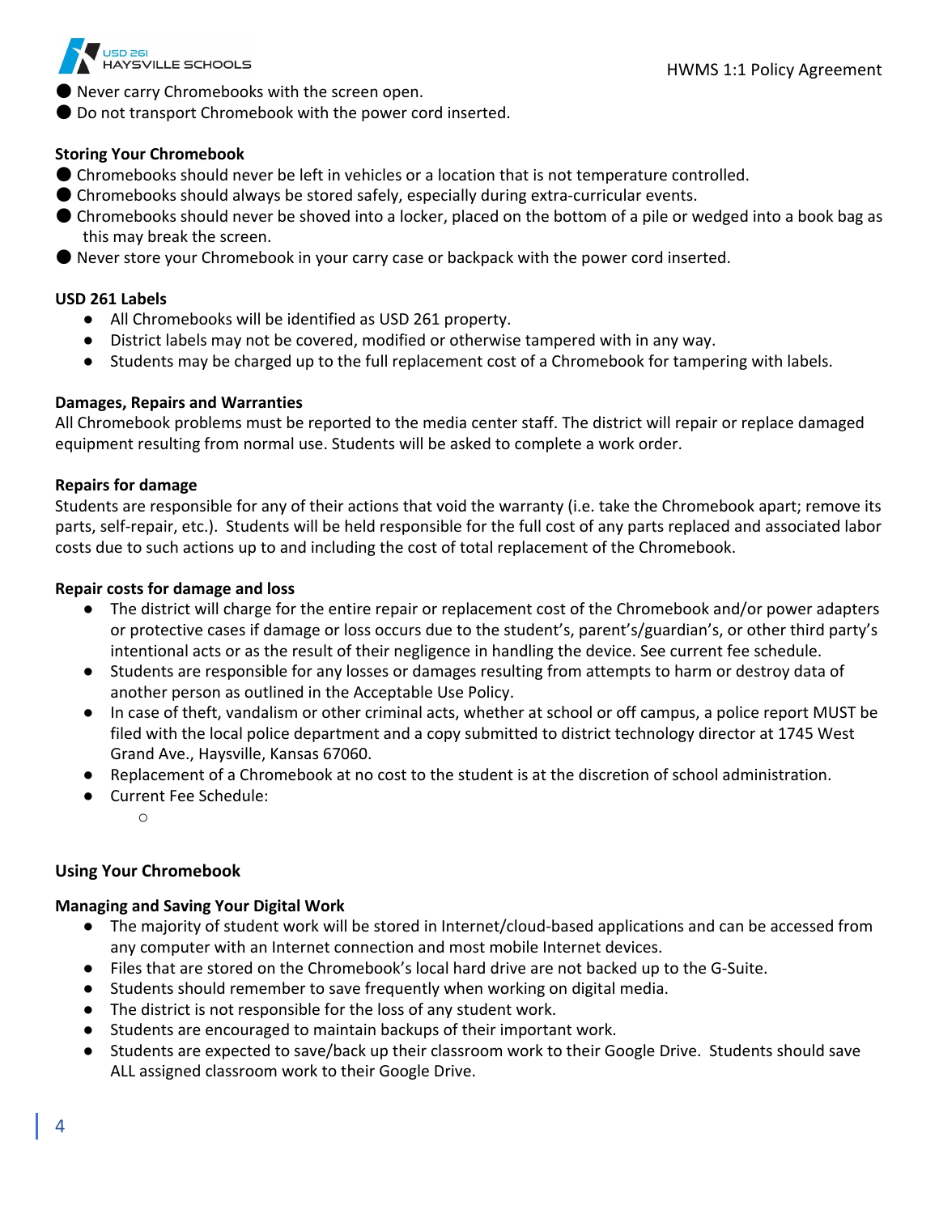- Never carry Chromebooks with the screen open.
- Do not transport Chromebook with the power cord inserted.

**Storing Your Chromebook**

- Chromebooks should never be left in vehicles or a location that is not temperature controlled.
- Chromebooks should always be stored safely, especially during extra-curricular events.
- Chromebooks should never be shoved into a locker, placed on the bottom of a pile or wedged into a book bag as this may break the screen.
- Never store your Chromebook in your carry case or backpack with the power cord inserted.

**USD 261 Labels**

- All Chromebooks will be identified as USD 261 property.
- District labels may not be covered, modified or otherwise tampered with in any way.
- Students may be charged up to the full replacement cost of a Chromebook for tampering with labels.

**Damages, Repairs and Warranties**

All Chromebook problems must be reported to the media center staff. The district will repair or replace damaged equipment resulting from normal use. Students will be asked to complete a work order.

**Repairs for damage**

Students are responsible for any of their actions that void the warranty (i.e. take the Chromebook apart; remove its parts, self-repair, etc.). Students will be held responsible for the full cost of any parts replaced and associated labor costs due to such actions up to and including the cost of total replacement of the Chromebook.

**Repair costs for damage and loss**

- The district will charge for the entire repair or replacement cost of the Chromebook and/or power adapters or protective cases if damage or loss occurs due to the student's, parent's/guardian's, or other third party's intentional acts or as the result of their negligence in handling the device. See current fee schedule.
- Students are responsible for any losses or damages resulting from attempts to harm or destroy data of another person as outlined in the Acceptable Use Policy.
- In case of theft, vandalism or other criminal acts, whether at school or off campus, a police report MUST be filed with the local police department and a copy submitted to district technology director at 1745 West Grand Ave., Haysville, Kansas 67060.
- Replacement of a Chromebook at no cost to the student is at the discretion of school administration.
- Current Fee Schedule:
  - 

**Using Your Chromebook**

**Managing and Saving Your Digital Work**

- The majority of student work will be stored in Internet/cloud-based applications and can be accessed from any computer with an Internet connection and most mobile Internet devices.
- Files that are stored on the Chromebook's local hard drive are not backed up to the G-Suite.
- Students should remember to save frequently when working on digital media.
- The district is not responsible for the loss of any student work.
- Students are encouraged to maintain backups of their important work.
- Students are expected to save/back up their classroom work to their Google Drive. Students should save ALL assigned classroom work to their Google Drive.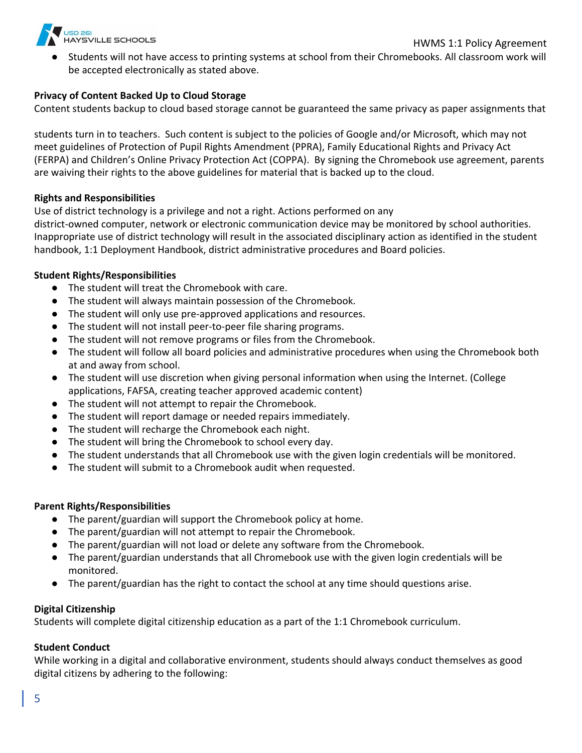- Students will not have access to printing systems at school from their Chromebooks. All classroom work will be accepted electronically as stated above.

**Privacy of Content Backed Up to Cloud Storage**

Content students backup to cloud based storage cannot be guaranteed the same privacy as paper assignments that students turn in to teachers. Such content is subject to the policies of Google and/or Microsoft, which may not meet guidelines of Protection of Pupil Rights Amendment (PPRA), Family Educational Rights and Privacy Act (FERPA) and Children's Online Privacy Protection Act (COPPA). By signing the Chromebook use agreement, parents are waiving their rights to the above guidelines for material that is backed up to the cloud.

**Rights and Responsibilities**

Use of district technology is a privilege and not a right. Actions performed on any district-owned computer, network or electronic communication device may be monitored by school authorities. Inappropriate use of district technology will result in the associated disciplinary action as identified in the student handbook, 1:1 Deployment Handbook, district administrative procedures and Board policies.

**Student Rights/Responsibilities**

- The student will treat the Chromebook with care.
- The student will always maintain possession of the Chromebook.
- The student will only use pre-approved applications and resources.
- The student will not install peer-to-peer file sharing programs.
- The student will not remove programs or files from the Chromebook.
- The student will follow all board policies and administrative procedures when using the Chromebook both at and away from school.
- The student will use discretion when giving personal information when using the Internet. (College applications, FAFSA, creating teacher approved academic content)
- The student will not attempt to repair the Chromebook.
- The student will report damage or needed repairs immediately.
- The student will recharge the Chromebook each night.
- The student will bring the Chromebook to school every day.
- The student understands that all Chromebook use with the given login credentials will be monitored.
- The student will submit to a Chromebook audit when requested.

**Parent Rights/Responsibilities**

- The parent/guardian will support the Chromebook policy at home.
- The parent/guardian will not attempt to repair the Chromebook.
- The parent/guardian will not load or delete any software from the Chromebook.
- The parent/guardian understands that all Chromebook use with the given login credentials will be monitored.
- The parent/guardian has the right to contact the school at any time should questions arise.

**Digital Citizenship**

Students will complete digital citizenship education as a part of the 1:1 Chromebook curriculum.

**Student Conduct**

While working in a digital and collaborative environment, students should always conduct themselves as good digital citizens by adhering to the following: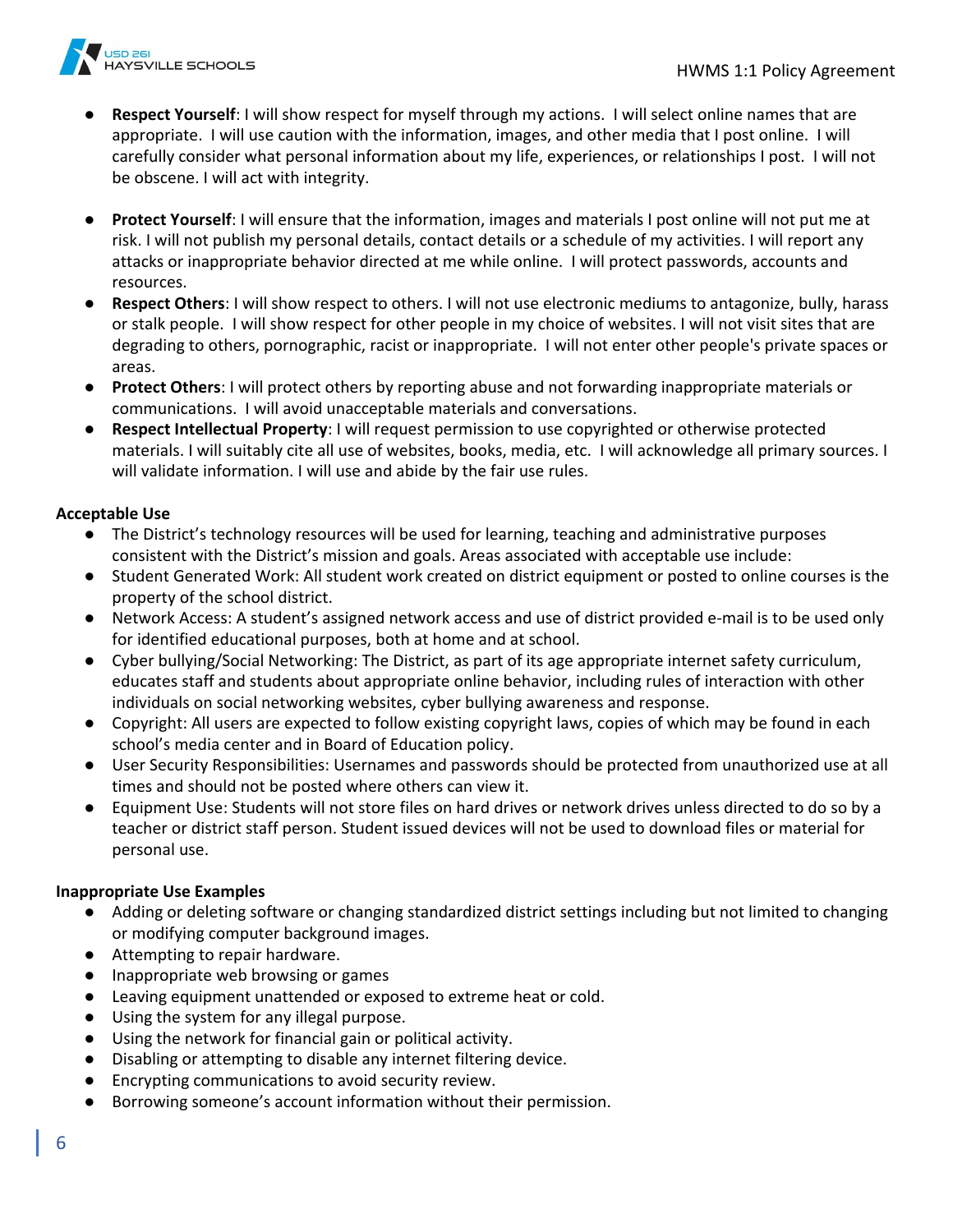- **Respect Yourself**: I will show respect for myself through my actions. I will select online names that are appropriate. I will use caution with the information, images, and other media that I post online. I will carefully consider what personal information about my life, experiences, or relationships I post. I will not be obscene. I will act with integrity.

- **Protect Yourself**: I will ensure that the information, images and materials I post online will not put me at risk. I will not publish my personal details, contact details or a schedule of my activities. I will report any attacks or inappropriate behavior directed at me while online. I will protect passwords, accounts and resources.
- **Respect Others**: I will show respect to others. I will not use electronic mediums to antagonize, bully, harass or stalk people. I will show respect for other people in my choice of websites. I will not visit sites that are degrading to others, pornographic, racist or inappropriate. I will not enter other people's private spaces or areas.
- **Protect Others**: I will protect others by reporting abuse and not forwarding inappropriate materials or communications. I will avoid unacceptable materials and conversations.
- **Respect Intellectual Property**: I will request permission to use copyrighted or otherwise protected materials. I will suitably cite all use of websites, books, media, etc. I will acknowledge all primary sources. I will validate information. I will use and abide by the fair use rules.

**Acceptable Use**

- The District's technology resources will be used for learning, teaching and administrative purposes consistent with the District's mission and goals. Areas associated with acceptable use include:
- Student Generated Work: All student work created on district equipment or posted to online courses is the property of the school district.
- Network Access: A student's assigned network access and use of district provided e-mail is to be used only for identified educational purposes, both at home and at school.
- Cyber bullying/Social Networking: The District, as part of its age appropriate internet safety curriculum, educates staff and students about appropriate online behavior, including rules of interaction with other individuals on social networking websites, cyber bullying awareness and response.
- Copyright: All users are expected to follow existing copyright laws, copies of which may be found in each school's media center and in Board of Education policy.
- User Security Responsibilities: Usernames and passwords should be protected from unauthorized use at all times and should not be posted where others can view it.
- Equipment Use: Students will not store files on hard drives or network drives unless directed to do so by a teacher or district staff person. Student issued devices will not be used to download files or material for personal use.

**Inappropriate Use Examples**

- Adding or deleting software or changing standardized district settings including but not limited to changing or modifying computer background images.
- Attempting to repair hardware.
- Inappropriate web browsing or games
- Leaving equipment unattended or exposed to extreme heat or cold.
- Using the system for any illegal purpose.
- Using the network for financial gain or political activity.
- Disabling or attempting to disable any internet filtering device.
- Encrypting communications to avoid security review.
- Borrowing someone's account information without their permission.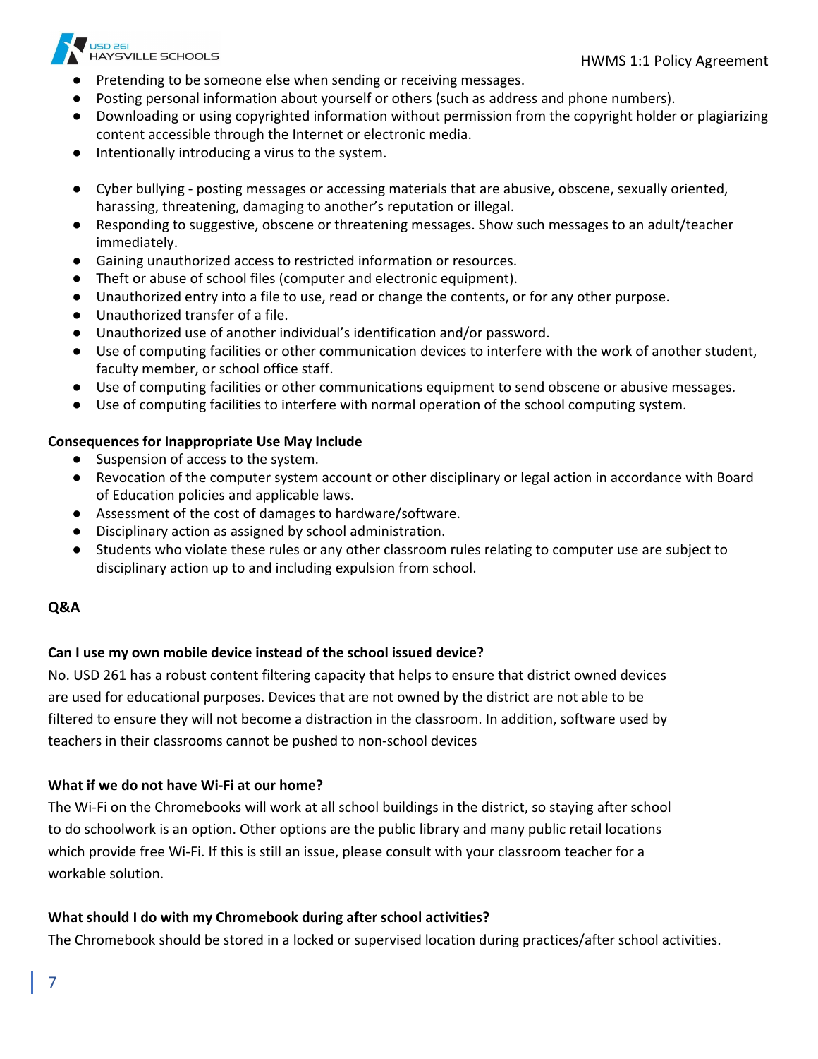- Pretending to be someone else when sending or receiving messages.
- Posting personal information about yourself or others (such as address and phone numbers).
- Downloading or using copyrighted information without permission from the copyright holder or plagiarizing content accessible through the Internet or electronic media.
- Intentionally introducing a virus to the system.

- Cyber bullying - posting messages or accessing materials that are abusive, obscene, sexually oriented, harassing, threatening, damaging to another's reputation or illegal.
- Responding to suggestive, obscene or threatening messages. Show such messages to an adult/teacher immediately.
- Gaining unauthorized access to restricted information or resources.
- Theft or abuse of school files (computer and electronic equipment).
- Unauthorized entry into a file to use, read or change the contents, or for any other purpose.
- Unauthorized transfer of a file.
- Unauthorized use of another individual's identification and/or password.
- Use of computing facilities or other communication devices to interfere with the work of another student, faculty member, or school office staff.
- Use of computing facilities or other communications equipment to send obscene or abusive messages.
- Use of computing facilities to interfere with normal operation of the school computing system.

**Consequences for Inappropriate Use May Include**

- Suspension of access to the system.
- Revocation of the computer system account or other disciplinary or legal action in accordance with Board of Education policies and applicable laws.
- Assessment of the cost of damages to hardware/software.
- Disciplinary action as assigned by school administration.
- Students who violate these rules or any other classroom rules relating to computer use are subject to disciplinary action up to and including expulsion from school.

**Q&A**

**Can I use my own mobile device instead of the school issued device?**

No. USD 261 has a robust content filtering capacity that helps to ensure that district owned devices are used for educational purposes. Devices that are not owned by the district are not able to be filtered to ensure they will not become a distraction in the classroom. In addition, software used by teachers in their classrooms cannot be pushed to non-school devices

**What if we do not have Wi-Fi at our home?**

The Wi-Fi on the Chromebooks will work at all school buildings in the district, so staying after school to do schoolwork is an option. Other options are the public library and many public retail locations which provide free Wi-Fi. If this is still an issue, please consult with your classroom teacher for a workable solution.

**What should I do with my Chromebook during after school activities?**

The Chromebook should be stored in a locked or supervised location during practices/after school activities.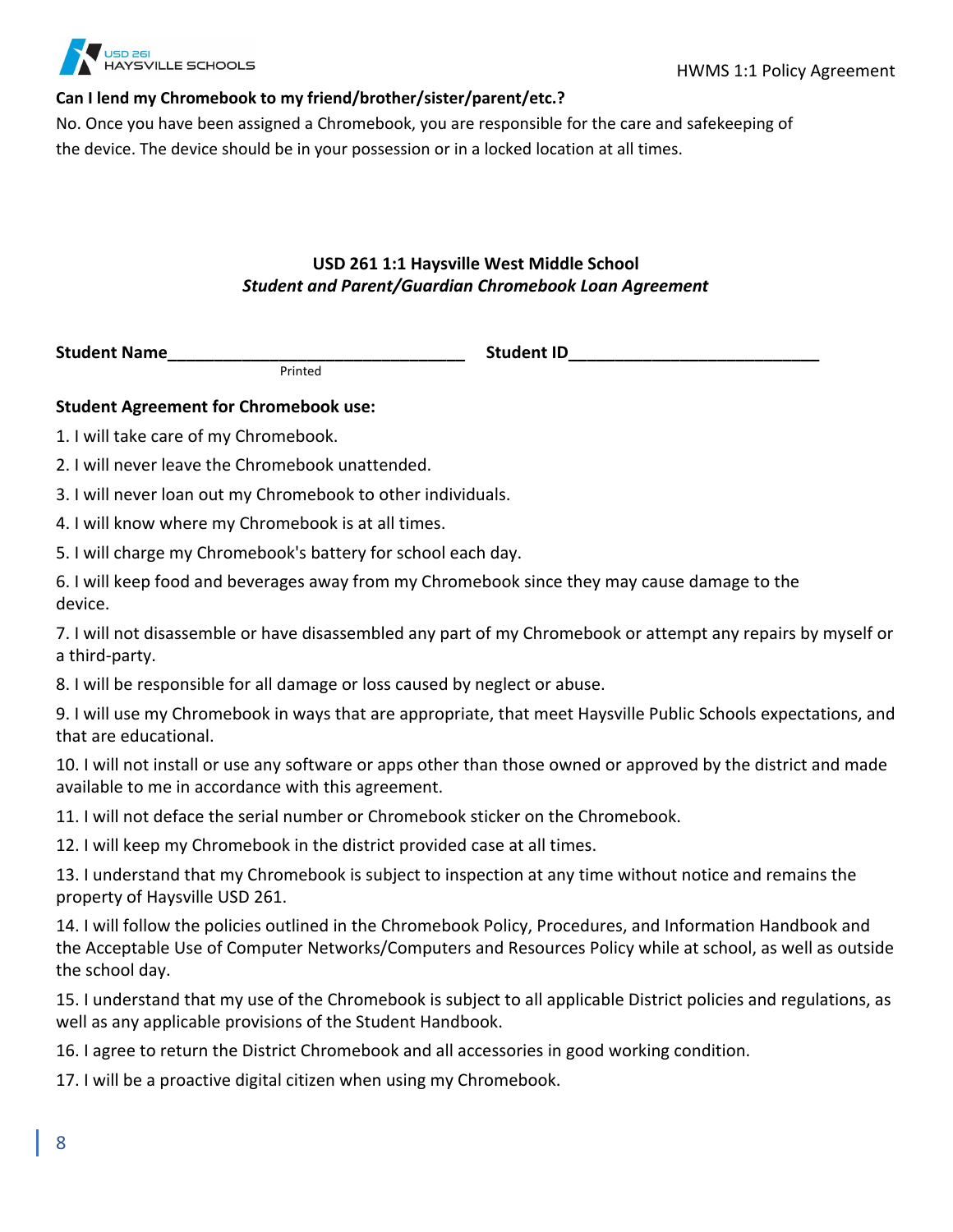**Can I lend my Chromebook to my friend/brother/sister/parent/etc.?**

No. Once you have been assigned a Chromebook, you are responsible for the care and safekeeping of the device. The device should be in your possession or in a locked location at all times.

**USD 261 1:1 Haysville West Middle School**
***Student and Parent/Guardian Chromebook Loan Agreement***

**Student Name**________________________________ **Student ID**___________________________
Printed

**Student Agreement for Chromebook use:**

1. I will take care of my Chromebook.
2. I will never leave the Chromebook unattended.
3. I will never loan out my Chromebook to other individuals.
4. I will know where my Chromebook is at all times.
5. I will charge my Chromebook's battery for school each day.
6. I will keep food and beverages away from my Chromebook since they may cause damage to the device.
7. I will not disassemble or have disassembled any part of my Chromebook or attempt any repairs by myself or a third-party.
8. I will be responsible for all damage or loss caused by neglect or abuse.
9. I will use my Chromebook in ways that are appropriate, that meet Haysville Public Schools expectations, and that are educational.
10. I will not install or use any software or apps other than those owned or approved by the district and made available to me in accordance with this agreement.
11. I will not deface the serial number or Chromebook sticker on the Chromebook.
12. I will keep my Chromebook in the district provided case at all times.
13. I understand that my Chromebook is subject to inspection at any time without notice and remains the property of Haysville USD 261.
14. I will follow the policies outlined in the Chromebook Policy, Procedures, and Information Handbook and the Acceptable Use of Computer Networks/Computers and Resources Policy while at school, as well as outside the school day.
15. I understand that my use of the Chromebook is subject to all applicable District policies and regulations, as well as any applicable provisions of the Student Handbook.
16. I agree to return the District Chromebook and all accessories in good working condition.
17. I will be a proactive digital citizen when using my Chromebook.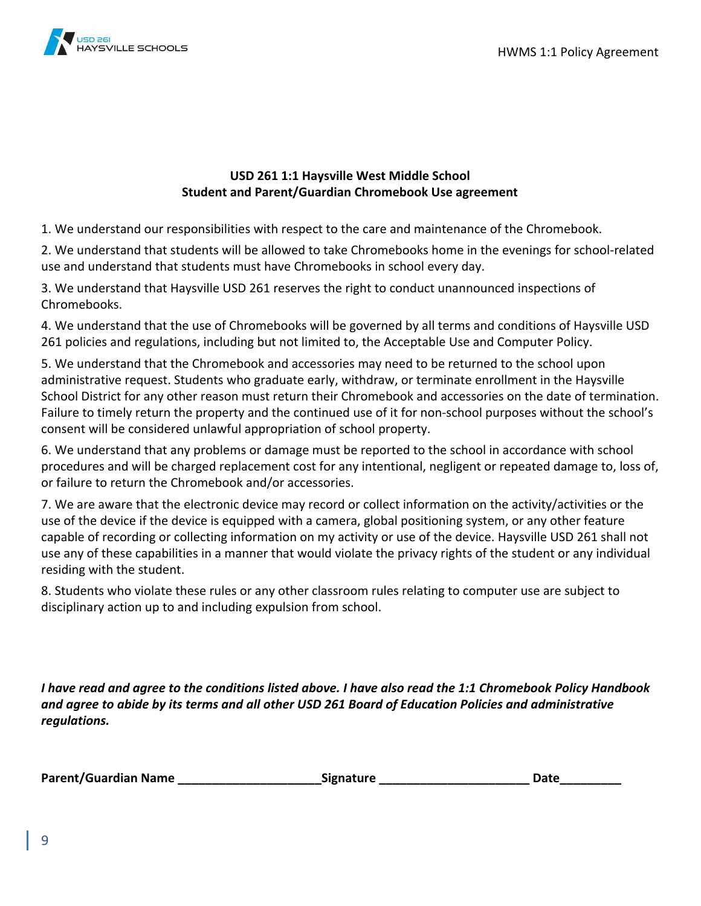**USD 261 1:1 Haysville West Middle School**
**Student and Parent/Guardian Chromebook Use agreement**

1. We understand our responsibilities with respect to the care and maintenance of the Chromebook.

2. We understand that students will be allowed to take Chromebooks home in the evenings for school-related use and understand that students must have Chromebooks in school every day.

3. We understand that Haysville USD 261 reserves the right to conduct unannounced inspections of Chromebooks.

4. We understand that the use of Chromebooks will be governed by all terms and conditions of Haysville USD 261 policies and regulations, including but not limited to, the Acceptable Use and Computer Policy.

5. We understand that the Chromebook and accessories may need to be returned to the school upon administrative request. Students who graduate early, withdraw, or terminate enrollment in the Haysville School District for any other reason must return their Chromebook and accessories on the date of termination. Failure to timely return the property and the continued use of it for non-school purposes without the school's consent will be considered unlawful appropriation of school property.

6. We understand that any problems or damage must be reported to the school in accordance with school procedures and will be charged replacement cost for any intentional, negligent or repeated damage to, loss of, or failure to return the Chromebook and/or accessories.

7. We are aware that the electronic device may record or collect information on the activity/activities or the use of the device if the device is equipped with a camera, global positioning system, or any other feature capable of recording or collecting information on my activity or use of the device. Haysville USD 261 shall not use any of these capabilities in a manner that would violate the privacy rights of the student or any individual residing with the student.

8. Students who violate these rules or any other classroom rules relating to computer use are subject to disciplinary action up to and including expulsion from school.

***I have read and agree to the conditions listed above. I have also read the 1:1 Chromebook Policy Handbook and agree to abide by its terms and all other USD 261 Board of Education Policies and administrative regulations.***

**Parent/Guardian Name** ____________________ **Signature** ____________________ **Date**_________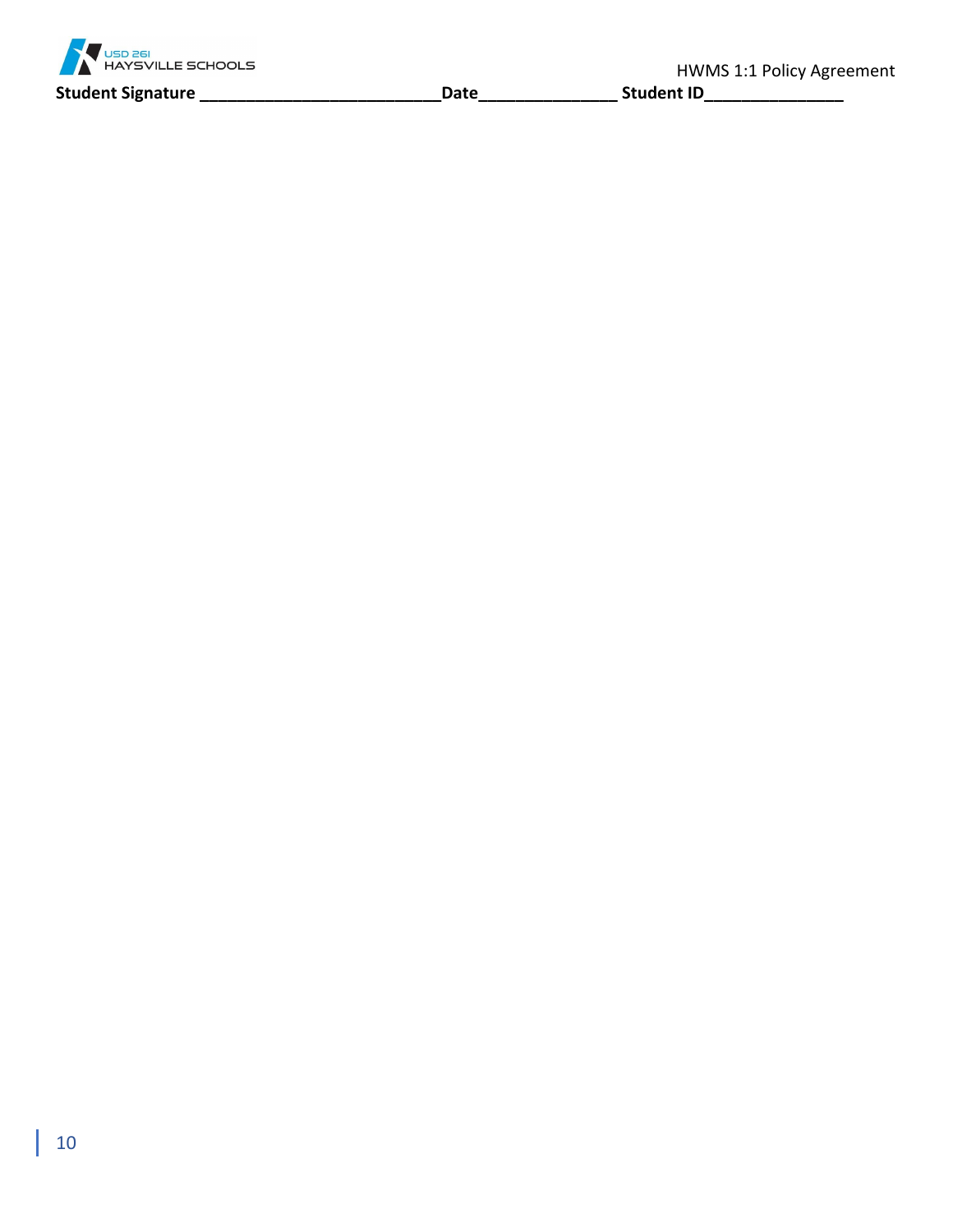**Student Signature \_\_\_\_\_\_\_\_\_\_\_\_\_\_\_\_\_\_\_\_\_\_\_\_\_\_\_Date\_\_\_\_\_\_\_\_\_\_\_\_\_\_\_ Student ID\_\_\_\_\_\_\_\_\_\_\_\_\_\_\_**